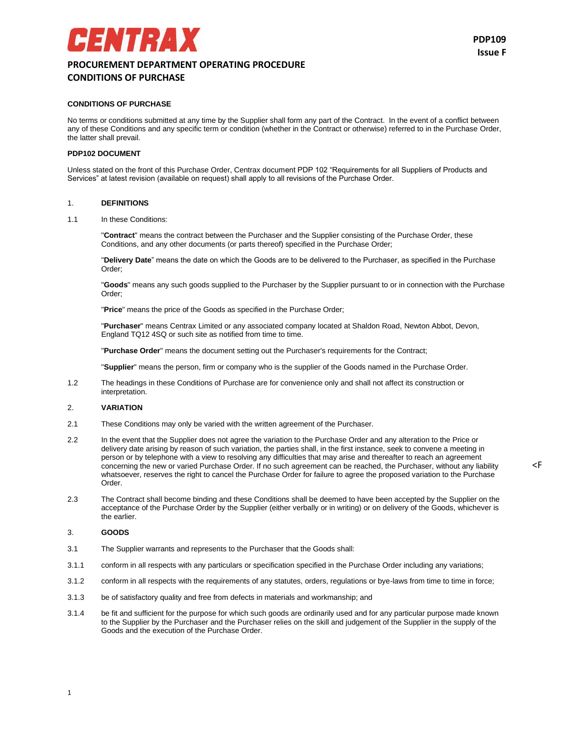# CENTRAX

**PDP109**
**Issue F**

## PROCUREMENT DEPARTMENT OPERATING PROCEDURE
## CONDITIONS OF PURCHASE

### CONDITIONS OF PURCHASE

No terms or conditions submitted at any time by the Supplier shall form any part of the Contract. In the event of a conflict between any of these Conditions and any specific term or condition (whether in the Contract or otherwise) referred to in the Purchase Order, the latter shall prevail.

### PDP102 DOCUMENT

Unless stated on the front of this Purchase Order, Centrax document PDP 102 "Requirements for all Suppliers of Products and Services" at latest revision (available on request) shall apply to all revisions of the Purchase Order.

### 1. DEFINITIONS

1.1 In these Conditions:

"**Contract**" means the contract between the Purchaser and the Supplier consisting of the Purchase Order, these Conditions, and any other documents (or parts thereof) specified in the Purchase Order;

"**Delivery Date**" means the date on which the Goods are to be delivered to the Purchaser, as specified in the Purchase Order;

"**Goods**" means any such goods supplied to the Purchaser by the Supplier pursuant to or in connection with the Purchase Order;

"**Price**" means the price of the Goods as specified in the Purchase Order;

"**Purchaser**" means Centrax Limited or any associated company located at Shaldon Road, Newton Abbot, Devon, England TQ12 4SQ or such site as notified from time to time.

"**Purchase Order**" means the document setting out the Purchaser's requirements for the Contract;

"**Supplier**" means the person, firm or company who is the supplier of the Goods named in the Purchase Order.

1.2 The headings in these Conditions of Purchase are for convenience only and shall not affect its construction or interpretation.

### 2. VARIATION

2.1 These Conditions may only be varied with the written agreement of the Purchaser.

2.2 In the event that the Supplier does not agree the variation to the Purchase Order and any alteration to the Price or delivery date arising by reason of such variation, the parties shall, in the first instance, seek to convene a meeting in person or by telephone with a view to resolving any difficulties that may arise and thereafter to reach an agreement concerning the new or varied Purchase Order. If no such agreement can be reached, the Purchaser, without any liability whatsoever, reserves the right to cancel the Purchase Order for failure to agree the proposed variation to the Purchase Order. <F

2.3 The Contract shall become binding and these Conditions shall be deemed to have been accepted by the Supplier on the acceptance of the Purchase Order by the Supplier (either verbally or in writing) or on delivery of the Goods, whichever is the earlier.

### 3. GOODS

3.1 The Supplier warrants and represents to the Purchaser that the Goods shall:

3.1.1 conform in all respects with any particulars or specification specified in the Purchase Order including any variations;

3.1.2 conform in all respects with the requirements of any statutes, orders, regulations or bye-laws from time to time in force;

3.1.3 be of satisfactory quality and free from defects in materials and workmanship; and

3.1.4 be fit and sufficient for the purpose for which such goods are ordinarily used and for any particular purpose made known to the Supplier by the Purchaser and the Purchaser relies on the skill and judgement of the Supplier in the supply of the Goods and the execution of the Purchase Order.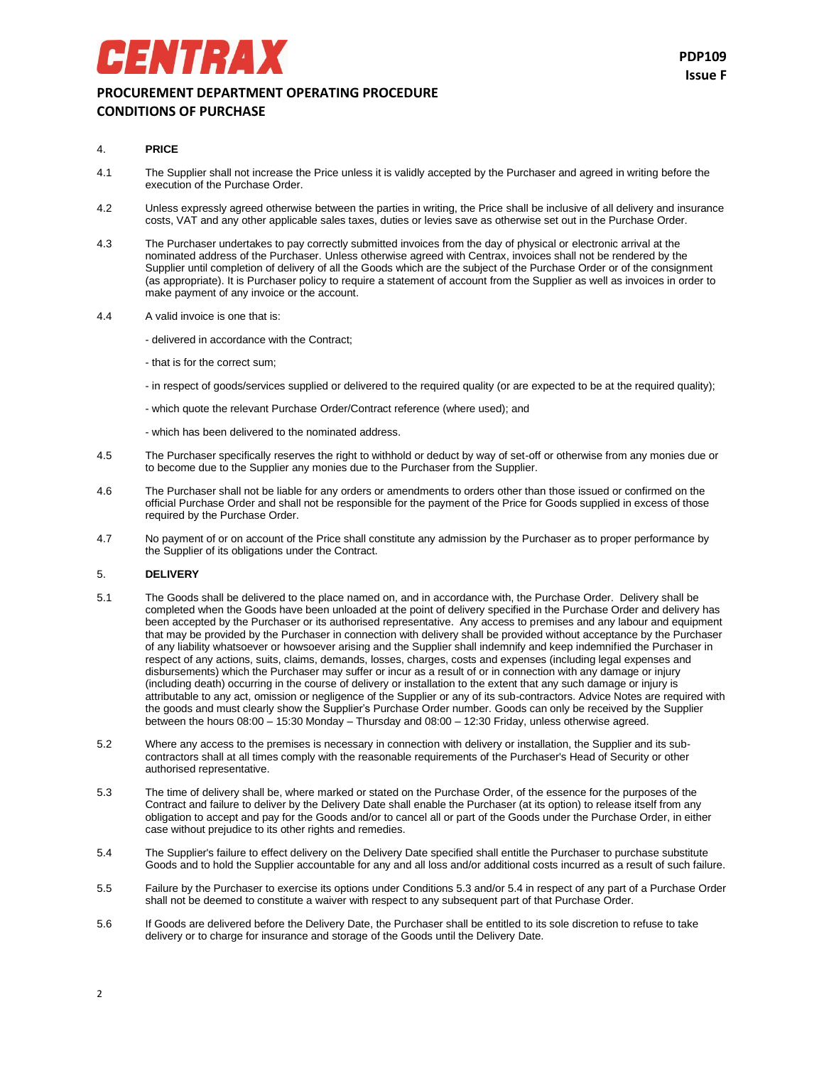## 4. PRICE

4.1 The Supplier shall not increase the Price unless it is validly accepted by the Purchaser and agreed in writing before the execution of the Purchase Order.

4.2 Unless expressly agreed otherwise between the parties in writing, the Price shall be inclusive of all delivery and insurance costs, VAT and any other applicable sales taxes, duties or levies save as otherwise set out in the Purchase Order.

4.3 The Purchaser undertakes to pay correctly submitted invoices from the day of physical or electronic arrival at the nominated address of the Purchaser. Unless otherwise agreed with Centrax, invoices shall not be rendered by the Supplier until completion of delivery of all the Goods which are the subject of the Purchase Order or of the consignment (as appropriate). It is Purchaser policy to require a statement of account from the Supplier as well as invoices in order to make payment of any invoice or the account.

4.4 A valid invoice is one that is:

- delivered in accordance with the Contract;
- that is for the correct sum;
- in respect of goods/services supplied or delivered to the required quality (or are expected to be at the required quality);
- which quote the relevant Purchase Order/Contract reference (where used); and
- which has been delivered to the nominated address.

4.5 The Purchaser specifically reserves the right to withhold or deduct by way of set-off or otherwise from any monies due or to become due to the Supplier any monies due to the Purchaser from the Supplier.

4.6 The Purchaser shall not be liable for any orders or amendments to orders other than those issued or confirmed on the official Purchase Order and shall not be responsible for the payment of the Price for Goods supplied in excess of those required by the Purchase Order.

4.7 No payment of or on account of the Price shall constitute any admission by the Purchaser as to proper performance by the Supplier of its obligations under the Contract.

## 5. DELIVERY

5.1 The Goods shall be delivered to the place named on, and in accordance with, the Purchase Order. Delivery shall be completed when the Goods have been unloaded at the point of delivery specified in the Purchase Order and delivery has been accepted by the Purchaser or its authorised representative. Any access to premises and any labour and equipment that may be provided by the Purchaser in connection with delivery shall be provided without acceptance by the Purchaser of any liability whatsoever or howsoever arising and the Supplier shall indemnify and keep indemnified the Purchaser in respect of any actions, suits, claims, demands, losses, charges, costs and expenses (including legal expenses and disbursements) which the Purchaser may suffer or incur as a result of or in connection with any damage or injury (including death) occurring in the course of delivery or installation to the extent that any such damage or injury is attributable to any act, omission or negligence of the Supplier or any of its sub-contractors. Advice Notes are required with the goods and must clearly show the Supplier's Purchase Order number. Goods can only be received by the Supplier between the hours 08:00 – 15:30 Monday – Thursday and 08:00 – 12:30 Friday, unless otherwise agreed.

5.2 Where any access to the premises is necessary in connection with delivery or installation, the Supplier and its sub-contractors shall at all times comply with the reasonable requirements of the Purchaser's Head of Security or other authorised representative.

5.3 The time of delivery shall be, where marked or stated on the Purchase Order, of the essence for the purposes of the Contract and failure to deliver by the Delivery Date shall enable the Purchaser (at its option) to release itself from any obligation to accept and pay for the Goods and/or to cancel all or part of the Goods under the Purchase Order, in either case without prejudice to its other rights and remedies.

5.4 The Supplier's failure to effect delivery on the Delivery Date specified shall entitle the Purchaser to purchase substitute Goods and to hold the Supplier accountable for any and all loss and/or additional costs incurred as a result of such failure.

5.5 Failure by the Purchaser to exercise its options under Conditions 5.3 and/or 5.4 in respect of any part of a Purchase Order shall not be deemed to constitute a waiver with respect to any subsequent part of that Purchase Order.

5.6 If Goods are delivered before the Delivery Date, the Purchaser shall be entitled to its sole discretion to refuse to take delivery or to charge for insurance and storage of the Goods until the Delivery Date.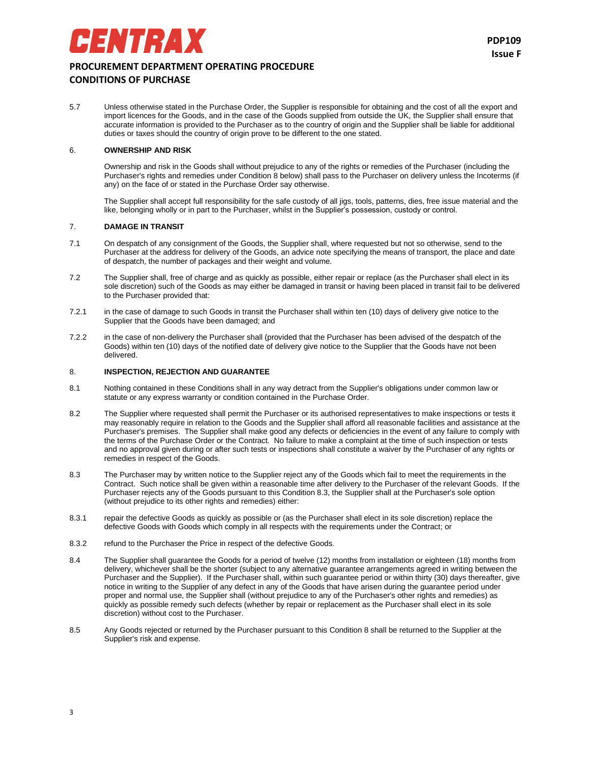5.7 Unless otherwise stated in the Purchase Order, the Supplier is responsible for obtaining and the cost of all the export and import licences for the Goods, and in the case of the Goods supplied from outside the UK, the Supplier shall ensure that accurate information is provided to the Purchaser as to the country of origin and the Supplier shall be liable for additional duties or taxes should the country of origin prove to be different to the one stated.

## 6. OWNERSHIP AND RISK

Ownership and risk in the Goods shall without prejudice to any of the rights or remedies of the Purchaser (including the Purchaser's rights and remedies under Condition 8 below) shall pass to the Purchaser on delivery unless the Incoterms (if any) on the face of or stated in the Purchase Order say otherwise.

The Supplier shall accept full responsibility for the safe custody of all jigs, tools, patterns, dies, free issue material and the like, belonging wholly or in part to the Purchaser, whilst in the Supplier's possession, custody or control.

## 7. DAMAGE IN TRANSIT

7.1 On despatch of any consignment of the Goods, the Supplier shall, where requested but not so otherwise, send to the Purchaser at the address for delivery of the Goods, an advice note specifying the means of transport, the place and date of despatch, the number of packages and their weight and volume.

7.2 The Supplier shall, free of charge and as quickly as possible, either repair or replace (as the Purchaser shall elect in its sole discretion) such of the Goods as may either be damaged in transit or having been placed in transit fail to be delivered to the Purchaser provided that:

7.2.1 in the case of damage to such Goods in transit the Purchaser shall within ten (10) days of delivery give notice to the Supplier that the Goods have been damaged; and

7.2.2 in the case of non-delivery the Purchaser shall (provided that the Purchaser has been advised of the despatch of the Goods) within ten (10) days of the notified date of delivery give notice to the Supplier that the Goods have not been delivered.

## 8. INSPECTION, REJECTION AND GUARANTEE

8.1 Nothing contained in these Conditions shall in any way detract from the Supplier's obligations under common law or statute or any express warranty or condition contained in the Purchase Order.

8.2 The Supplier where requested shall permit the Purchaser or its authorised representatives to make inspections or tests it may reasonably require in relation to the Goods and the Supplier shall afford all reasonable facilities and assistance at the Purchaser's premises. The Supplier shall make good any defects or deficiencies in the event of any failure to comply with the terms of the Purchase Order or the Contract. No failure to make a complaint at the time of such inspection or tests and no approval given during or after such tests or inspections shall constitute a waiver by the Purchaser of any rights or remedies in respect of the Goods.

8.3 The Purchaser may by written notice to the Supplier reject any of the Goods which fail to meet the requirements in the Contract. Such notice shall be given within a reasonable time after delivery to the Purchaser of the relevant Goods. If the Purchaser rejects any of the Goods pursuant to this Condition 8.3, the Supplier shall at the Purchaser's sole option (without prejudice to its other rights and remedies) either:

8.3.1 repair the defective Goods as quickly as possible or (as the Purchaser shall elect in its sole discretion) replace the defective Goods with Goods which comply in all respects with the requirements under the Contract; or

8.3.2 refund to the Purchaser the Price in respect of the defective Goods.

8.4 The Supplier shall guarantee the Goods for a period of twelve (12) months from installation or eighteen (18) months from delivery, whichever shall be the shorter (subject to any alternative guarantee arrangements agreed in writing between the Purchaser and the Supplier). If the Purchaser shall, within such guarantee period or within thirty (30) days thereafter, give notice in writing to the Supplier of any defect in any of the Goods that have arisen during the guarantee period under proper and normal use, the Supplier shall (without prejudice to any of the Purchaser's other rights and remedies) as quickly as possible remedy such defects (whether by repair or replacement as the Purchaser shall elect in its sole discretion) without cost to the Purchaser.

8.5 Any Goods rejected or returned by the Purchaser pursuant to this Condition 8 shall be returned to the Supplier at the Supplier's risk and expense.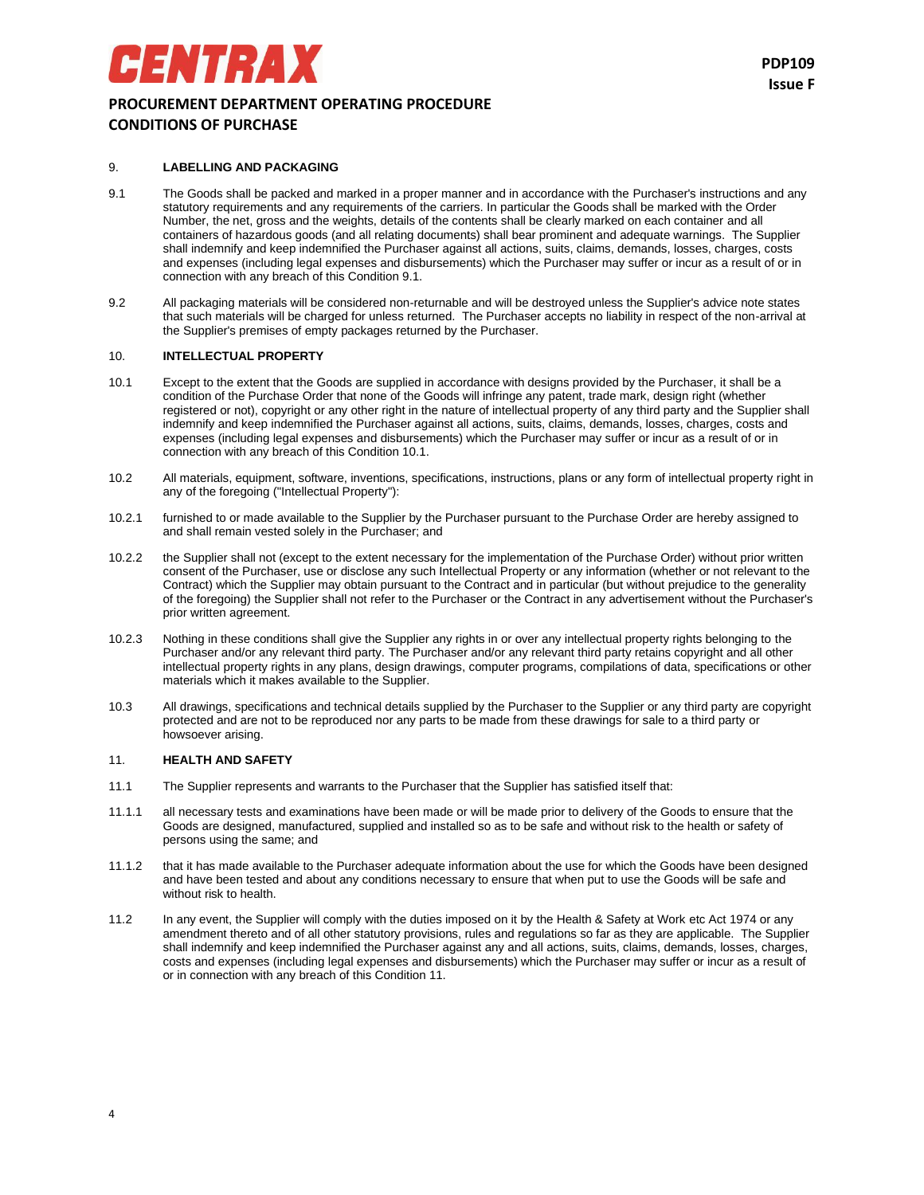## 9. LABELLING AND PACKAGING

9.1 The Goods shall be packed and marked in a proper manner and in accordance with the Purchaser's instructions and any statutory requirements and any requirements of the carriers. In particular the Goods shall be marked with the Order Number, the net, gross and the weights, details of the contents shall be clearly marked on each container and all containers of hazardous goods (and all relating documents) shall bear prominent and adequate warnings. The Supplier shall indemnify and keep indemnified the Purchaser against all actions, suits, claims, demands, losses, charges, costs and expenses (including legal expenses and disbursements) which the Purchaser may suffer or incur as a result of or in connection with any breach of this Condition 9.1.

9.2 All packaging materials will be considered non-returnable and will be destroyed unless the Supplier's advice note states that such materials will be charged for unless returned. The Purchaser accepts no liability in respect of the non-arrival at the Supplier's premises of empty packages returned by the Purchaser.

## 10. INTELLECTUAL PROPERTY

10.1 Except to the extent that the Goods are supplied in accordance with designs provided by the Purchaser, it shall be a condition of the Purchase Order that none of the Goods will infringe any patent, trade mark, design right (whether registered or not), copyright or any other right in the nature of intellectual property of any third party and the Supplier shall indemnify and keep indemnified the Purchaser against all actions, suits, claims, demands, losses, charges, costs and expenses (including legal expenses and disbursements) which the Purchaser may suffer or incur as a result of or in connection with any breach of this Condition 10.1.

10.2 All materials, equipment, software, inventions, specifications, instructions, plans or any form of intellectual property right in any of the foregoing ("Intellectual Property"):

10.2.1 furnished to or made available to the Supplier by the Purchaser pursuant to the Purchase Order are hereby assigned to and shall remain vested solely in the Purchaser; and

10.2.2 the Supplier shall not (except to the extent necessary for the implementation of the Purchase Order) without prior written consent of the Purchaser, use or disclose any such Intellectual Property or any information (whether or not relevant to the Contract) which the Supplier may obtain pursuant to the Contract and in particular (but without prejudice to the generality of the foregoing) the Supplier shall not refer to the Purchaser or the Contract in any advertisement without the Purchaser's prior written agreement.

10.2.3 Nothing in these conditions shall give the Supplier any rights in or over any intellectual property rights belonging to the Purchaser and/or any relevant third party. The Purchaser and/or any relevant third party retains copyright and all other intellectual property rights in any plans, design drawings, computer programs, compilations of data, specifications or other materials which it makes available to the Supplier.

10.3 All drawings, specifications and technical details supplied by the Purchaser to the Supplier or any third party are copyright protected and are not to be reproduced nor any parts to be made from these drawings for sale to a third party or howsoever arising.

## 11. HEALTH AND SAFETY

11.1 The Supplier represents and warrants to the Purchaser that the Supplier has satisfied itself that:

11.1.1 all necessary tests and examinations have been made or will be made prior to delivery of the Goods to ensure that the Goods are designed, manufactured, supplied and installed so as to be safe and without risk to the health or safety of persons using the same; and

11.1.2 that it has made available to the Purchaser adequate information about the use for which the Goods have been designed and have been tested and about any conditions necessary to ensure that when put to use the Goods will be safe and without risk to health.

11.2 In any event, the Supplier will comply with the duties imposed on it by the Health & Safety at Work etc Act 1974 or any amendment thereto and of all other statutory provisions, rules and regulations so far as they are applicable. The Supplier shall indemnify and keep indemnified the Purchaser against any and all actions, suits, claims, demands, losses, charges, costs and expenses (including legal expenses and disbursements) which the Purchaser may suffer or incur as a result of or in connection with any breach of this Condition 11.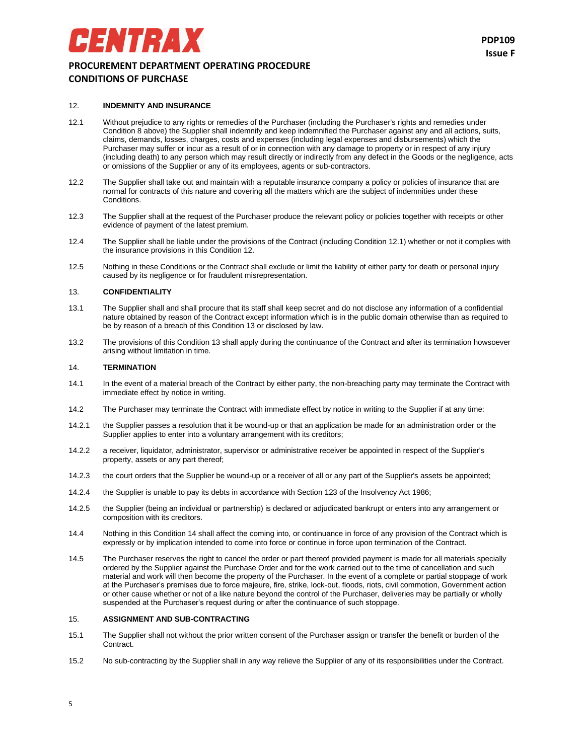## 12. INDEMNITY AND INSURANCE

12.1 Without prejudice to any rights or remedies of the Purchaser (including the Purchaser's rights and remedies under Condition 8 above) the Supplier shall indemnify and keep indemnified the Purchaser against any and all actions, suits, claims, demands, losses, charges, costs and expenses (including legal expenses and disbursements) which the Purchaser may suffer or incur as a result of or in connection with any damage to property or in respect of any injury (including death) to any person which may result directly or indirectly from any defect in the Goods or the negligence, acts or omissions of the Supplier or any of its employees, agents or sub-contractors.

12.2 The Supplier shall take out and maintain with a reputable insurance company a policy or policies of insurance that are normal for contracts of this nature and covering all the matters which are the subject of indemnities under these Conditions.

12.3 The Supplier shall at the request of the Purchaser produce the relevant policy or policies together with receipts or other evidence of payment of the latest premium.

12.4 The Supplier shall be liable under the provisions of the Contract (including Condition 12.1) whether or not it complies with the insurance provisions in this Condition 12.

12.5 Nothing in these Conditions or the Contract shall exclude or limit the liability of either party for death or personal injury caused by its negligence or for fraudulent misrepresentation.

## 13. CONFIDENTIALITY

13.1 The Supplier shall and shall procure that its staff shall keep secret and do not disclose any information of a confidential nature obtained by reason of the Contract except information which is in the public domain otherwise than as required to be by reason of a breach of this Condition 13 or disclosed by law.

13.2 The provisions of this Condition 13 shall apply during the continuance of the Contract and after its termination howsoever arising without limitation in time.

## 14. TERMINATION

14.1 In the event of a material breach of the Contract by either party, the non-breaching party may terminate the Contract with immediate effect by notice in writing.

14.2 The Purchaser may terminate the Contract with immediate effect by notice in writing to the Supplier if at any time:

14.2.1 the Supplier passes a resolution that it be wound-up or that an application be made for an administration order or the Supplier applies to enter into a voluntary arrangement with its creditors;

14.2.2 a receiver, liquidator, administrator, supervisor or administrative receiver be appointed in respect of the Supplier's property, assets or any part thereof;

14.2.3 the court orders that the Supplier be wound-up or a receiver of all or any part of the Supplier's assets be appointed;

14.2.4 the Supplier is unable to pay its debts in accordance with Section 123 of the Insolvency Act 1986;

14.2.5 the Supplier (being an individual or partnership) is declared or adjudicated bankrupt or enters into any arrangement or composition with its creditors.

14.4 Nothing in this Condition 14 shall affect the coming into, or continuance in force of any provision of the Contract which is expressly or by implication intended to come into force or continue in force upon termination of the Contract.

14.5 The Purchaser reserves the right to cancel the order or part thereof provided payment is made for all materials specially ordered by the Supplier against the Purchase Order and for the work carried out to the time of cancellation and such material and work will then become the property of the Purchaser. In the event of a complete or partial stoppage of work at the Purchaser's premises due to force majeure, fire, strike, lock-out, floods, riots, civil commotion, Government action or other cause whether or not of a like nature beyond the control of the Purchaser, deliveries may be partially or wholly suspended at the Purchaser's request during or after the continuance of such stoppage.

## 15. ASSIGNMENT AND SUB-CONTRACTING

15.1 The Supplier shall not without the prior written consent of the Purchaser assign or transfer the benefit or burden of the Contract.

15.2 No sub-contracting by the Supplier shall in any way relieve the Supplier of any of its responsibilities under the Contract.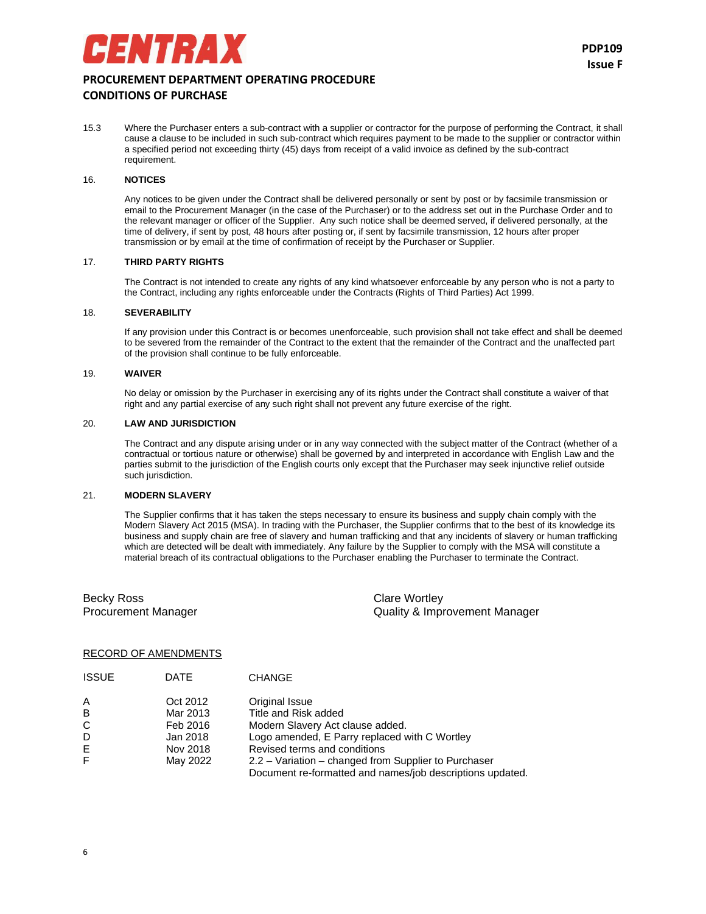15.3 Where the Purchaser enters a sub-contract with a supplier or contractor for the purpose of performing the Contract, it shall cause a clause to be included in such sub-contract which requires payment to be made to the supplier or contractor within a specified period not exceeding thirty (45) days from receipt of a valid invoice as defined by the sub-contract requirement.

### 16. NOTICES

Any notices to be given under the Contract shall be delivered personally or sent by post or by facsimile transmission or email to the Procurement Manager (in the case of the Purchaser) or to the address set out in the Purchase Order and to the relevant manager or officer of the Supplier. Any such notice shall be deemed served, if delivered personally, at the time of delivery, if sent by post, 48 hours after posting or, if sent by facsimile transmission, 12 hours after proper transmission or by email at the time of confirmation of receipt by the Purchaser or Supplier.

### 17. THIRD PARTY RIGHTS

The Contract is not intended to create any rights of any kind whatsoever enforceable by any person who is not a party to the Contract, including any rights enforceable under the Contracts (Rights of Third Parties) Act 1999.

### 18. SEVERABILITY

If any provision under this Contract is or becomes unenforceable, such provision shall not take effect and shall be deemed to be severed from the remainder of the Contract to the extent that the remainder of the Contract and the unaffected part of the provision shall continue to be fully enforceable.

### 19. WAIVER

No delay or omission by the Purchaser in exercising any of its rights under the Contract shall constitute a waiver of that right and any partial exercise of any such right shall not prevent any future exercise of the right.

### 20. LAW AND JURISDICTION

The Contract and any dispute arising under or in any way connected with the subject matter of the Contract (whether of a contractual or tortious nature or otherwise) shall be governed by and interpreted in accordance with English Law and the parties submit to the jurisdiction of the English courts only except that the Purchaser may seek injunctive relief outside such jurisdiction.

### 21. MODERN SLAVERY

The Supplier confirms that it has taken the steps necessary to ensure its business and supply chain comply with the Modern Slavery Act 2015 (MSA). In trading with the Purchaser, the Supplier confirms that to the best of its knowledge its business and supply chain are free of slavery and human trafficking and that any incidents of slavery or human trafficking which are detected will be dealt with immediately. Any failure by the Supplier to comply with the MSA will constitute a material breach of its contractual obligations to the Purchaser enabling the Purchaser to terminate the Contract.

Becky Ross
Procurement Manager

Clare Wortley
Quality & Improvement Manager

RECORD OF AMENDMENTS

| ISSUE | DATE | CHANGE |
|---|---|---|
| A | Oct 2012 | Original Issue |
| B | Mar 2013 | Title and Risk added |
| C | Feb 2016 | Modern Slavery Act clause added. |
| D | Jan 2018 | Logo amended, E Parry replaced with C Wortley |
| E | Nov 2018 | Revised terms and conditions |
| F | May 2022 | 2.2 – Variation – changed from Supplier to Purchaser<br>Document re-formatted and names/job descriptions updated. |